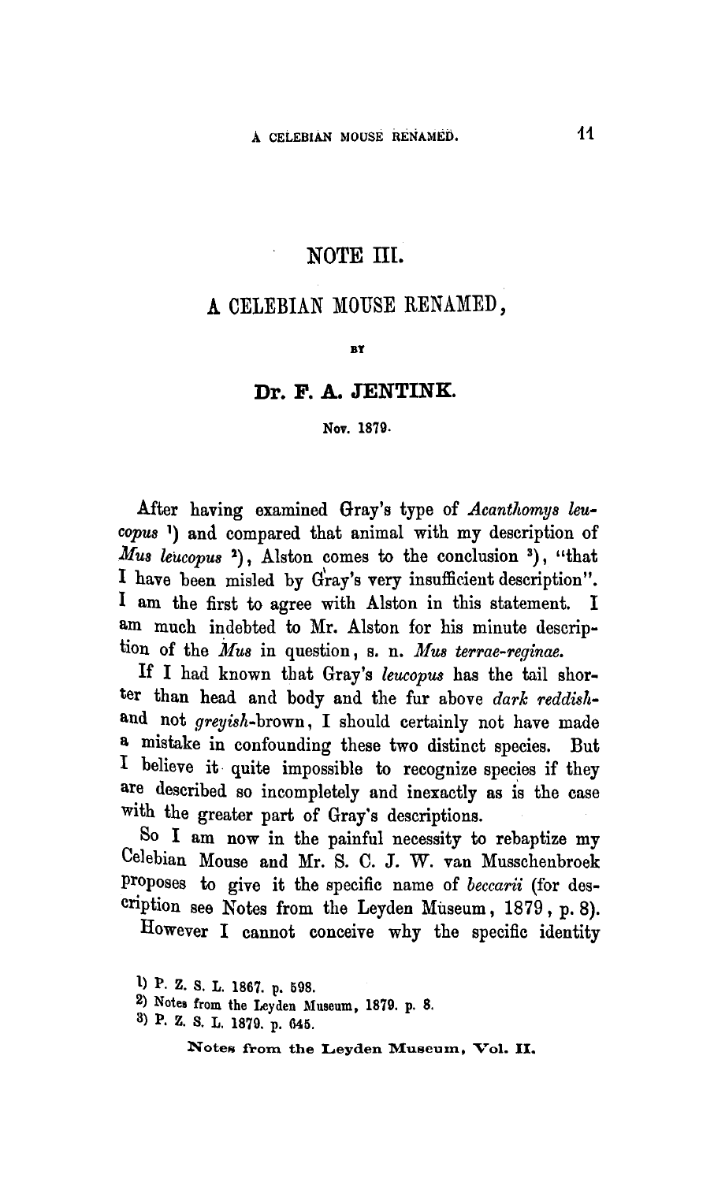# NOTE III.

## A CELEBIAN MOUSE RENAMED,

BY

### Dr. F. A. JENTINK.

Nov. 1879.

After having examined Gray's type of *Acanthomys leucopus* [1]) and compared that animal with my description of *Mus leucopus* [2]), Alston comes to the conclusion [3]), "that I have been misled by Gray's very insufficient description". I am the first to agree with Alston in this statement. I am much indebted to Mr. Alston for his minute description of the *Mus* in question, s. n. *Mus terrae-reginae.*

If I had known that Gray's *leucopus* has the tail shorter than head and body and the fur above *dark reddish-* and not *greyish*-brown, I should certainly not have made a mistake in confounding these two distinct species. But I believe it quite impossible to recognize species if they are described so incompletely and inexactly as is the case with the greater part of Gray's descriptions.

So I am now in the painful necessity to rebaptize my Celebian Mouse and Mr. S. C. J. W. van Musschenbroek proposes to give it the specific name of *beccarii* (for description see Notes from the Leyden Museum, 1879, p. 8).

However I cannot conceive why the specific identity

1) P. Z. S. L. 1867. p. 598.

2) Notes from the Leyden Museum, 1879. p. 8.

3) P. Z. S. L. 1879. p. 645.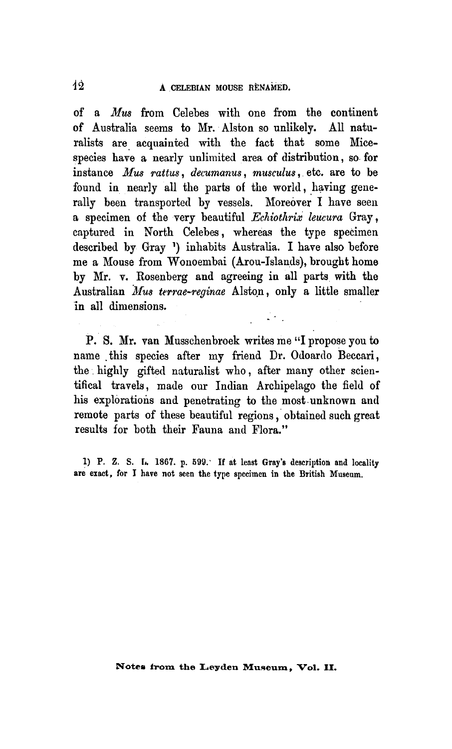of a *Mus* from Celebes with one from the continent of Australia seems to Mr. Alston so unlikely. All naturalists are acquainted with the fact that some Mice-species have a nearly unlimited area of distribution, so for instance *Mus rattus*, *decumanus*, *musculus*, etc. are to be found in nearly all the parts of the world, having generally been transported by vessels. Moreover I have seen a specimen of the very beautiful *Echiothrix leucura* Gray, captured in North Celebes, whereas the type specimen described by Gray [1]) inhabits Australia. I have also before me a Mouse from Wonoembai (Arou-Islands), brought home by Mr. v. Rosenberg and agreeing in all parts with the Australian *Mus terrae-reginae* Alston, only a little smaller in all dimensions.

P. S. Mr. van Musschenbroek writes me "I propose you to name this species after my friend Dr. Odoardo Beccari, the highly gifted naturalist who, after many other scientifical travels, made our Indian Archipelago the field of his explorations and penetrating to the most unknown and remote parts of these beautiful regions, obtained such great results for both their Fauna and Flora."

1) P. Z. S. L. 1867. p. 599. If at least Gray's description and locality are exact, for I have not seen the type specimen in the British Museum.